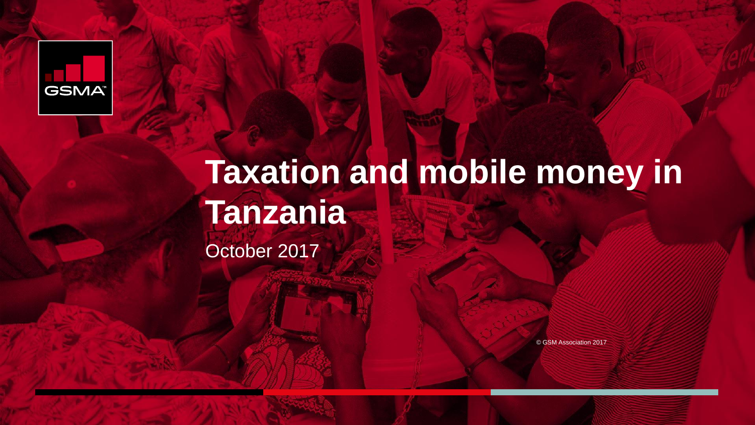# Taxation and mobile money in Tanzania

October 2017

© GSM Association 2017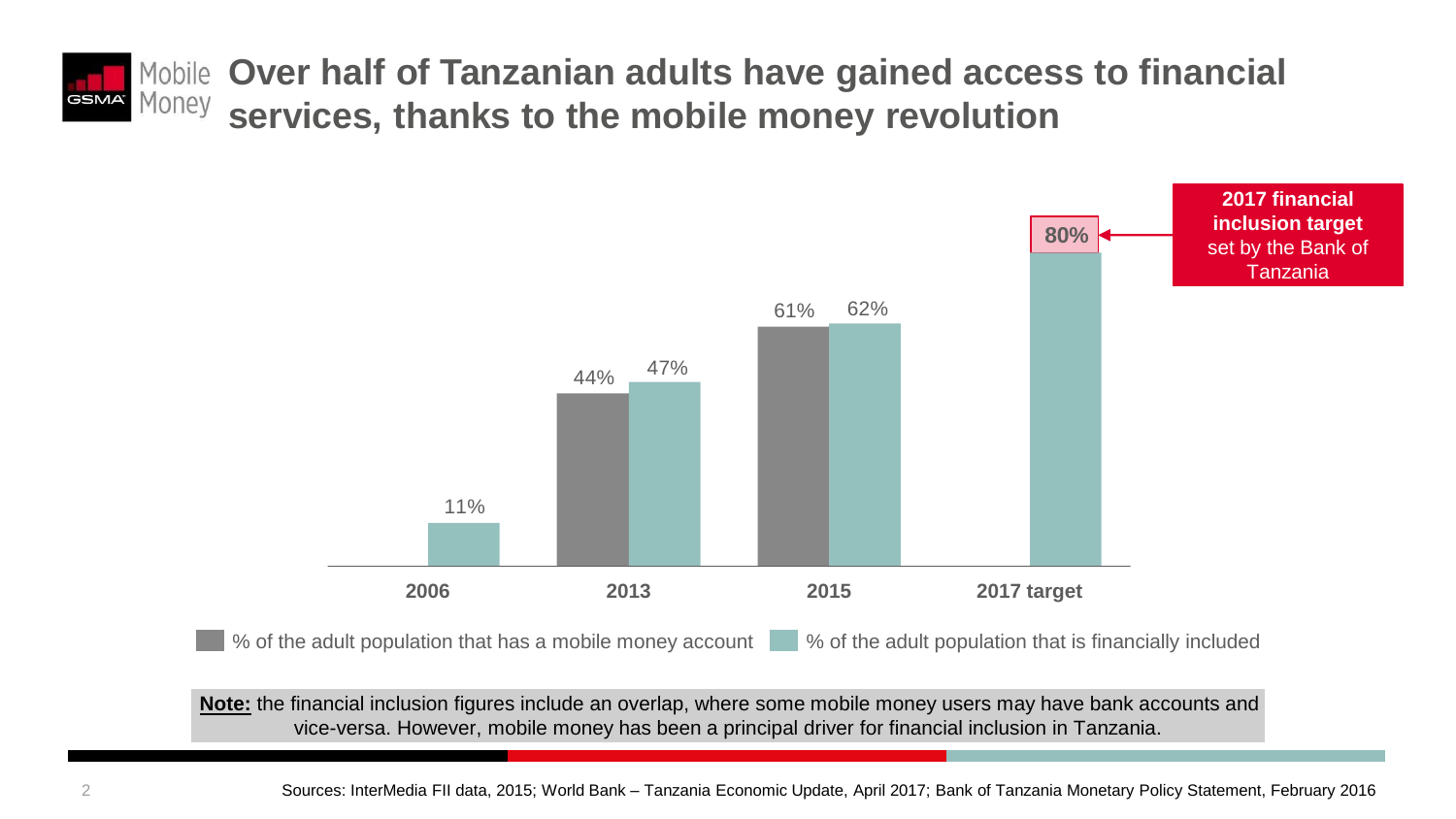# Over half of Tanzanian adults have gained access to financial services, thanks to the mobile money revolution

| | % of the adult population that has a mobile money account | % of the adult population that is financially included |
|---|---|---|
| 2006 | | 11% |
| 2013 | 44% | 47% |
| 2015 | 61% | 62% |
| 2017 target | | 80% |

**2017 financial inclusion target** set by the Bank of Tanzania

**Note:** the financial inclusion figures include an overlap, where some mobile money users may have bank accounts and vice-versa. However, mobile money has been a principal driver for financial inclusion in Tanzania.

Sources: InterMedia FII data, 2015; World Bank – Tanzania Economic Update, April 2017; Bank of Tanzania Monetary Policy Statement, February 2016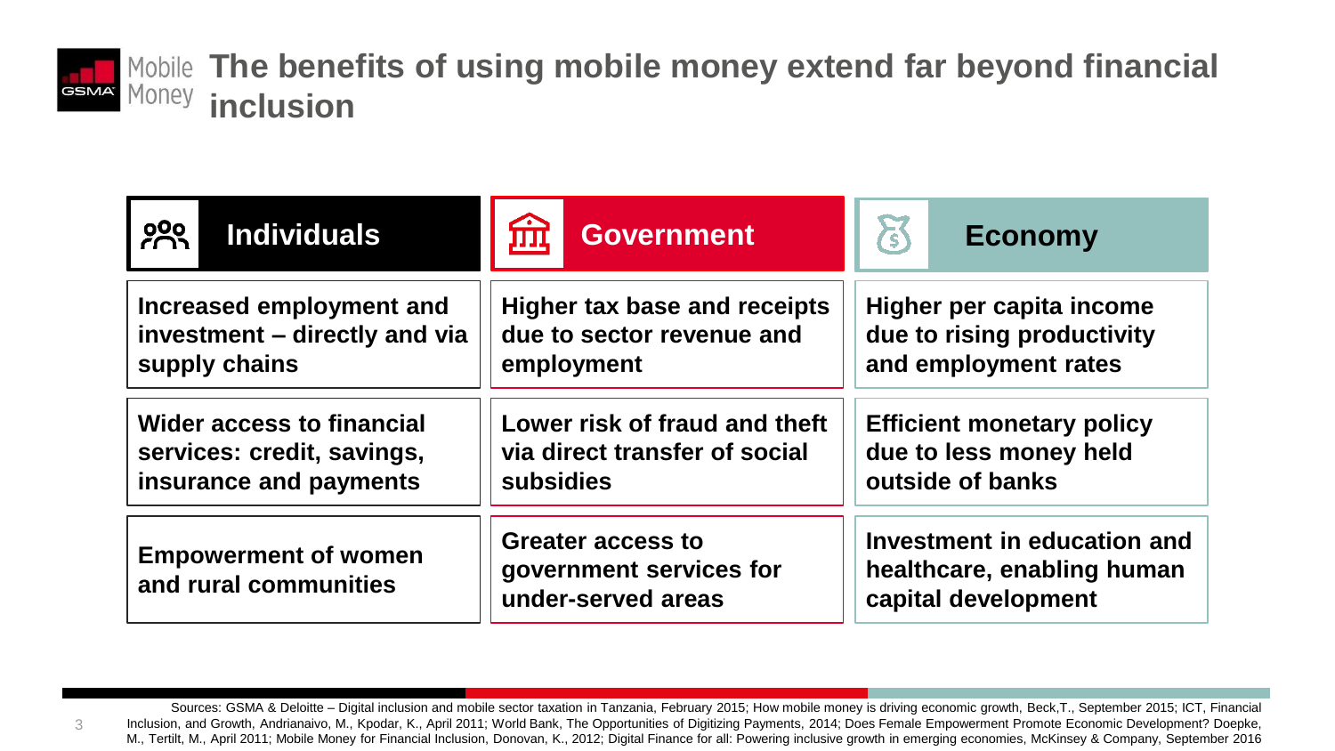# The benefits of using mobile money extend far beyond financial inclusion

| Individuals | Government | Economy |
|---|---|---|
| **Increased employment and investment – directly and via supply chains** | **Higher tax base and receipts due to sector revenue and employment** | **Higher per capita income due to rising productivity and employment rates** |
| **Wider access to financial services: credit, savings, insurance and payments** | **Lower risk of fraud and theft via direct transfer of social subsidies** | **Efficient monetary policy due to less money held outside of banks** |
| **Empowerment of women and rural communities** | **Greater access to government services for under-served areas** | **Investment in education and healthcare, enabling human capital development** |

Sources: GSMA & Deloitte – Digital inclusion and mobile sector taxation in Tanzania, February 2015; How mobile money is driving economic growth, Beck,T., September 2015; ICT, Financial Inclusion, and Growth, Andrianaivo, M., Kpodar, K., April 2011; World Bank, The Opportunities of Digitizing Payments, 2014; Does Female Empowerment Promote Economic Development? Doepke, M., Tertilt, M., April 2011; Mobile Money for Financial Inclusion, Donovan, K., 2012; Digital Finance for all: Powering inclusive growth in emerging economies, McKinsey & Company, September 2016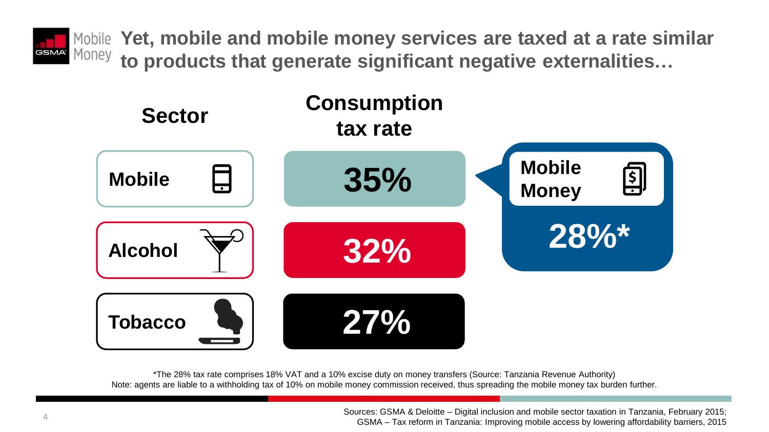# Yet, mobile and mobile money services are taxed at a rate similar to products that generate significant negative externalities…

| Sector | Consumption tax rate |
| --- | --- |
| Mobile | 35% |
| Alcohol | 32% |
| Tobacco | 27% |

**Mobile Money**

**28%***

*The 28% tax rate comprises 18% VAT and a 10% excise duty on money transfers (Source: Tanzania Revenue Authority)
Note: agents are liable to a withholding tax of 10% on mobile money commission received, thus spreading the mobile money tax burden further.

Sources: GSMA & Deloitte – Digital inclusion and mobile sector taxation in Tanzania, February 2015; GSMA – Tax reform in Tanzania: Improving mobile access by lowering affordability barriers, 2015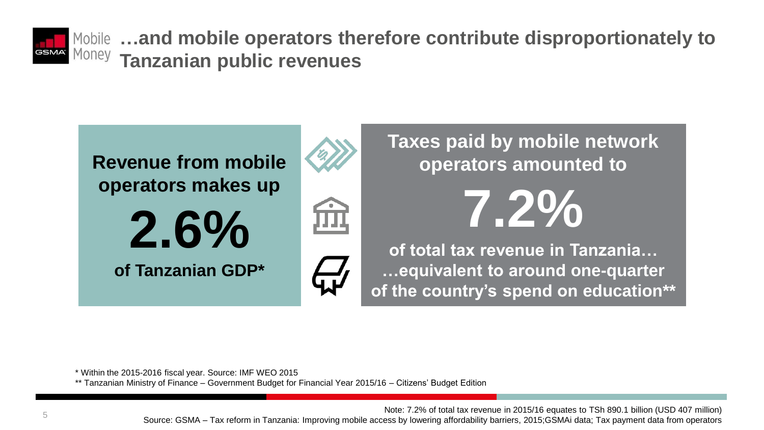# …and mobile operators therefore contribute disproportionately to Tanzanian public revenues

**Revenue from mobile operators makes up**

**2.6%**

**of Tanzanian GDP***

**Taxes paid by mobile network operators amounted to**

**7.2%**

**of total tax revenue in Tanzania…**
**…equivalent to around one-quarter of the country's spend on education****

* Within the 2015-2016 fiscal year. Source: IMF WEO 2015

** Tanzanian Ministry of Finance – Government Budget for Financial Year 2015/16 – Citizens' Budget Edition

Note: 7.2% of total tax revenue in 2015/16 equates to TSh 890.1 billion (USD 407 million)

Source: GSMA – Tax reform in Tanzania: Improving mobile access by lowering affordability barriers, 2015;GSMAi data; Tax payment data from operators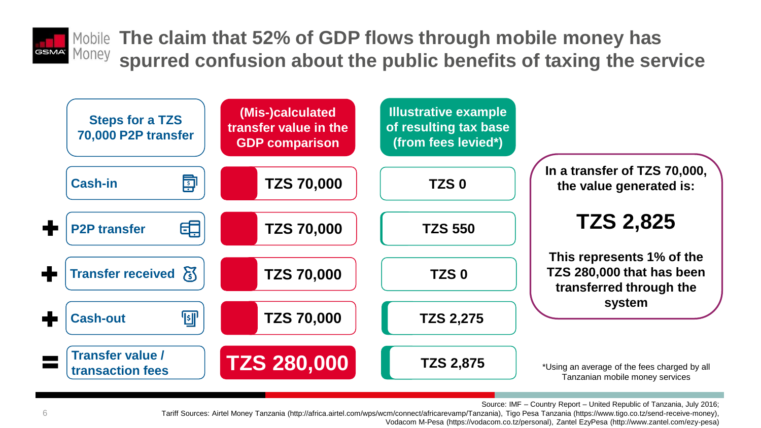# The claim that 52% of GDP flows through mobile money has spurred confusion about the public benefits of taxing the service

| | Steps for a TZS 70,000 P2P transfer | (Mis-)calculated transfer value in the GDP comparison | Illustrative example of resulting tax base (from fees levied*) |
|---|---|---|---|
| | Cash-in | TZS 70,000 | TZS 0 |
| + | P2P transfer | TZS 70,000 | TZS 550 |
| + | Transfer received | TZS 70,000 | TZS 0 |
| + | Cash-out | TZS 70,000 | TZS 2,275 |
| = | Transfer value / transaction fees | TZS 280,000 | TZS 2,875 |

**In a transfer of TZS 70,000, the value generated is:**

**TZS 2,825**

**This represents 1% of the TZS 280,000 that has been transferred through the system**

*Using an average of the fees charged by all Tanzanian mobile money services

Source: IMF – Country Report – United Republic of Tanzania, July 2016;
Tariff Sources: Airtel Money Tanzania (http://africa.airtel.com/wps/wcm/connect/africarevamp/Tanzania), Tigo Pesa Tanzania (https://www.tigo.co.tz/send-receive-money), Vodacom M-Pesa (https://vodacom.co.tz/personal), Zantel EzyPesa (http://www.zantel.com/ezy-pesa)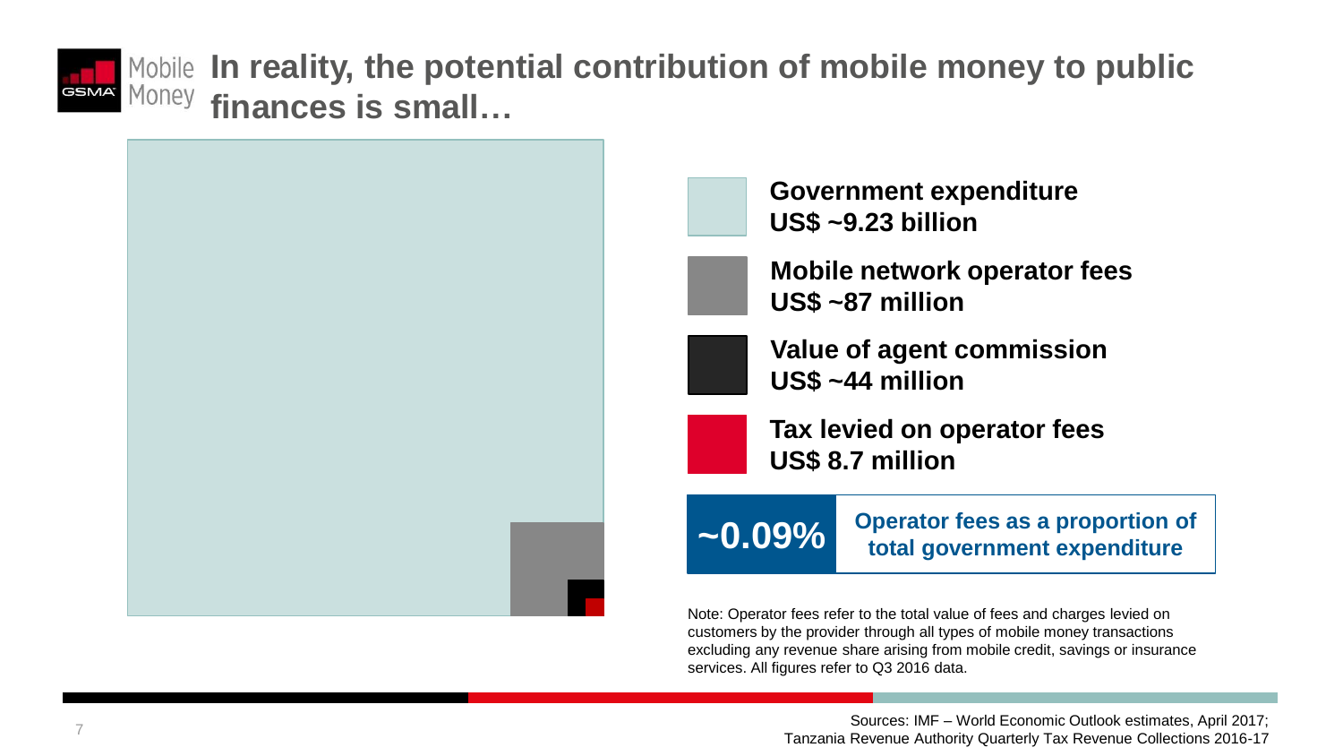# In reality, the potential contribution of mobile money to public finances is small…

**Government expenditure**
**US$ ~9.23 billion**

**Mobile network operator fees**
**US$ ~87 million**

**Value of agent commission**
**US$ ~44 million**

**Tax levied on operator fees**
**US$ 8.7 million**

**~0.09%** — **Operator fees as a proportion of total government expenditure**

Note: Operator fees refer to the total value of fees and charges levied on customers by the provider through all types of mobile money transactions excluding any revenue share arising from mobile credit, savings or insurance services. All figures refer to Q3 2016 data.

Sources: IMF – World Economic Outlook estimates, April 2017; Tanzania Revenue Authority Quarterly Tax Revenue Collections 2016-17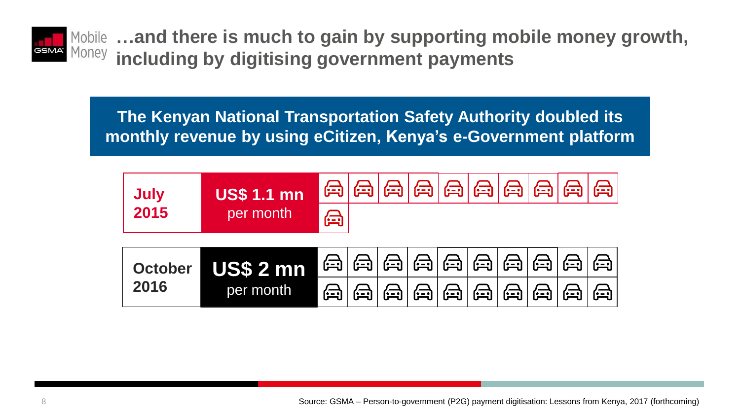# …and there is much to gain by supporting mobile money growth, including by digitising government payments

**The Kenyan National Transportation Safety Authority doubled its monthly revenue by using eCitizen, Kenya's e-Government platform**

| Date | Revenue |
| --- | --- |
| **July 2015** | **US$ 1.1 mn** per month |
| **October 2016** | **US$ 2 mn** per month |

Source: GSMA – Person-to-government (P2G) payment digitisation: Lessons from Kenya, 2017 (forthcoming)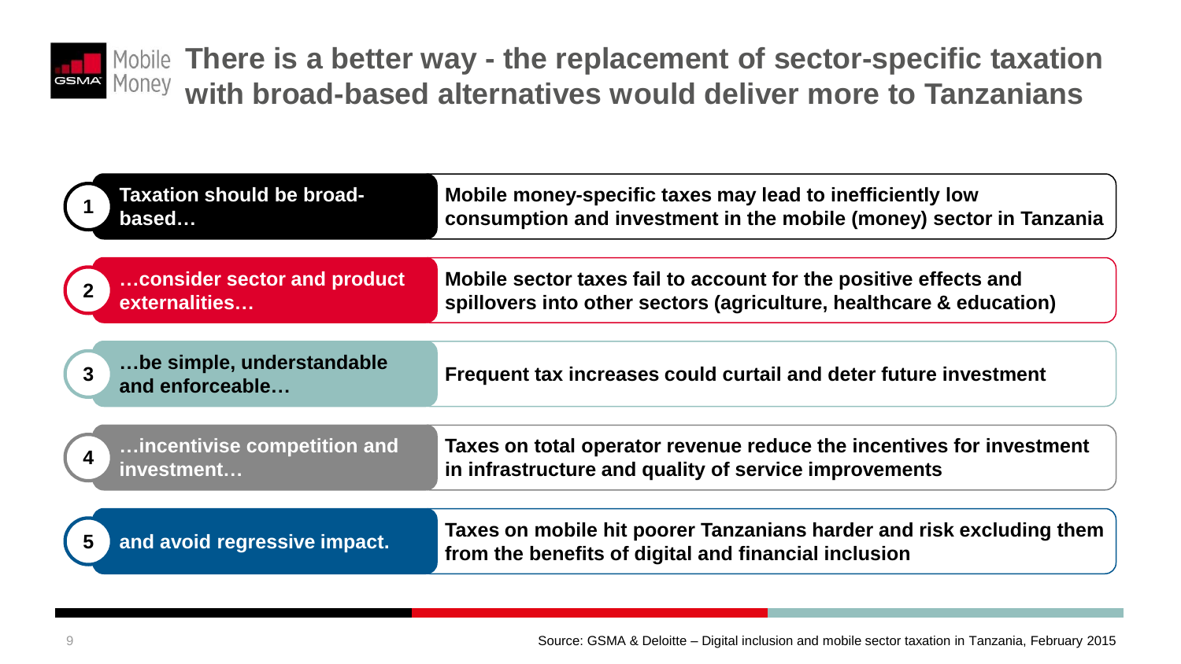Mobile Money

# There is a better way - the replacement of sector-specific taxation with broad-based alternatives would deliver more to Tanzanians

| | | |
|---|---|---|
| 1 | **Taxation should be broad-based…** | **Mobile money-specific taxes may lead to inefficiently low consumption and investment in the mobile (money) sector in Tanzania** |
| 2 | **…consider sector and product externalities…** | **Mobile sector taxes fail to account for the positive effects and spillovers into other sectors (agriculture, healthcare & education)** |
| 3 | **…be simple, understandable and enforceable…** | **Frequent tax increases could curtail and deter future investment** |
| 4 | **…incentivise competition and investment…** | **Taxes on total operator revenue reduce the incentives for investment in infrastructure and quality of service improvements** |
| 5 | **and avoid regressive impact.** | **Taxes on mobile hit poorer Tanzanians harder and risk excluding them from the benefits of digital and financial inclusion** |

Source: GSMA & Deloitte – Digital inclusion and mobile sector taxation in Tanzania, February 2015